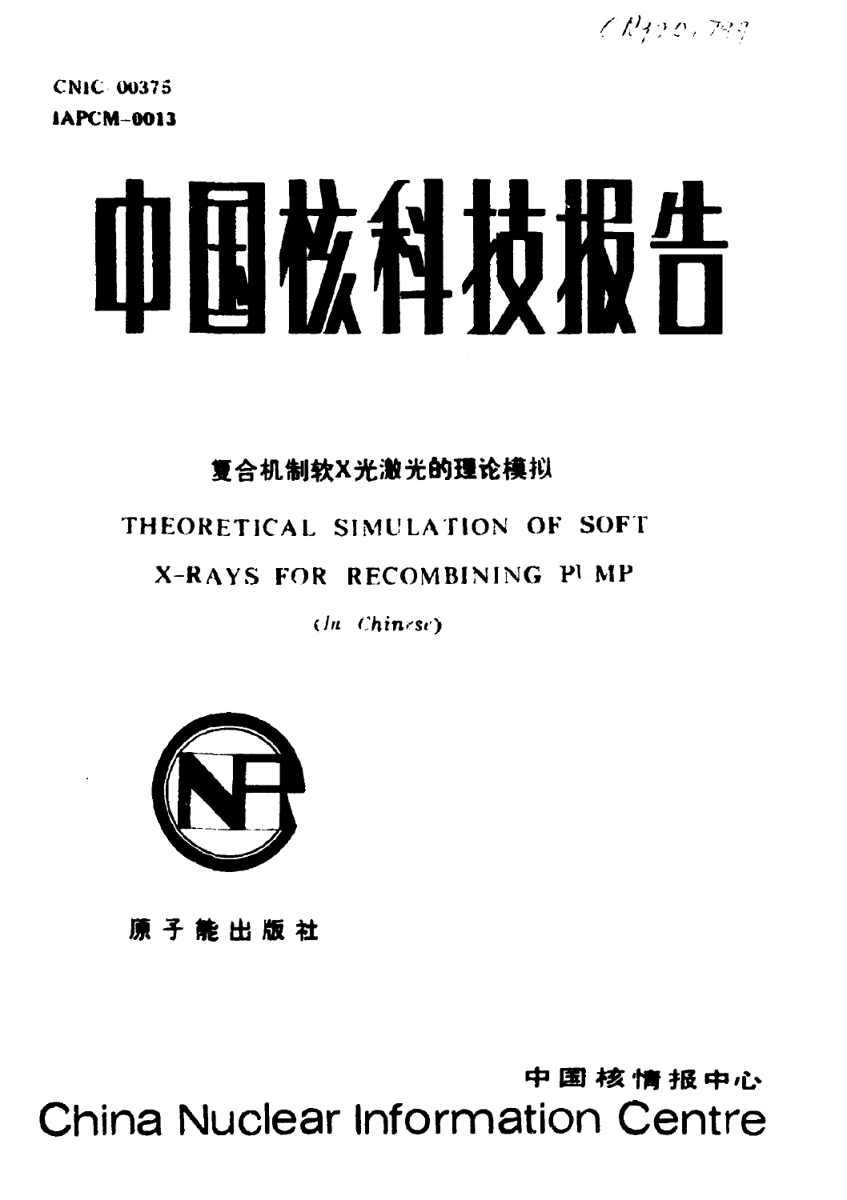CNIC-00375

IAPCM-0013

# 中国核科技报告

## 复合机制软X光激光的理论模拟

## THEORETICAL SIMULATION OF SOFT X-RAYS FOR RECOMBINING PUMP

(*In Chinese*)

原子能出版社

中国核情报中心

China Nuclear Information Centre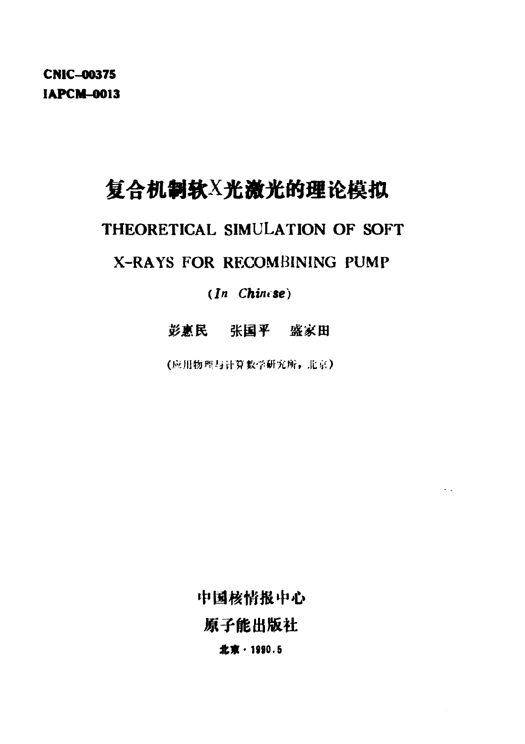**CNIC-00375**
**IAPCM-0013**

# 复合机制软X光激光的理论模拟

## THEORETICAL SIMULATION OF SOFT X-RAYS FOR RECOMBINING PUMP

(*In Chinese*)

**彭惠民　张国平　盛家田**

(应用物理与计算数学研究所，北京)

**中国核情报中心**

**原子能出版社**

**北京 · 1990.5**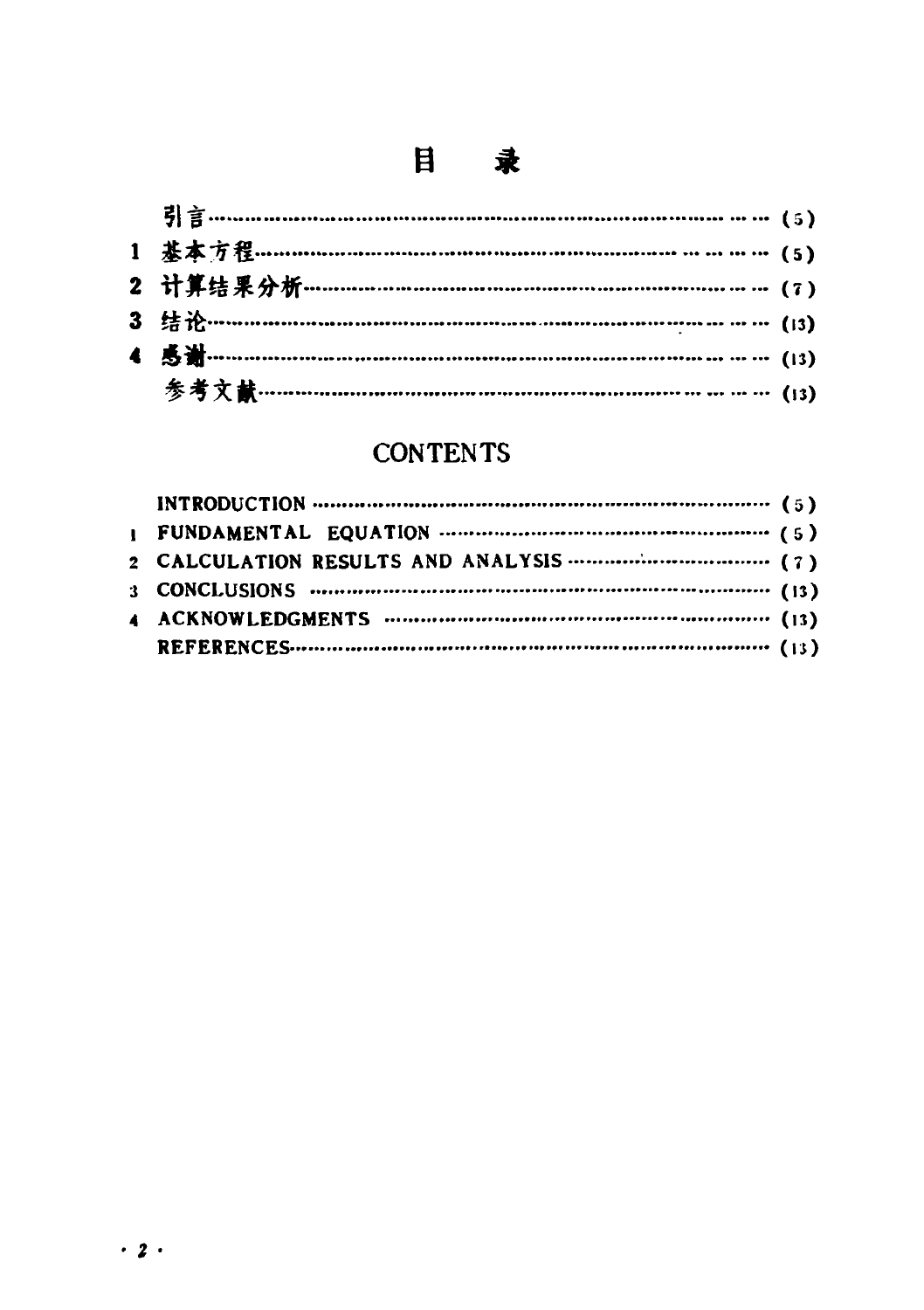# 目　录

| | | |
|---|---|---|
| | 引言 | (5) |
| 1 | 基本方程 | (5) |
| 2 | 计算结果分析 | (7) |
| 3 | 结论 | (13) |
| 4 | 感谢 | (13) |
| | 参考文献 | (13) |

# CONTENTS

| | | |
|---|---|---|
| | INTRODUCTION | (5) |
| 1 | FUNDAMENTAL EQUATION | (5) |
| 2 | CALCULATION RESULTS AND ANALYSIS | (7) |
| 3 | CONCLUSIONS | (13) |
| 4 | ACKNOWLEDGMENTS | (13) |
| | REFERENCES | (13) |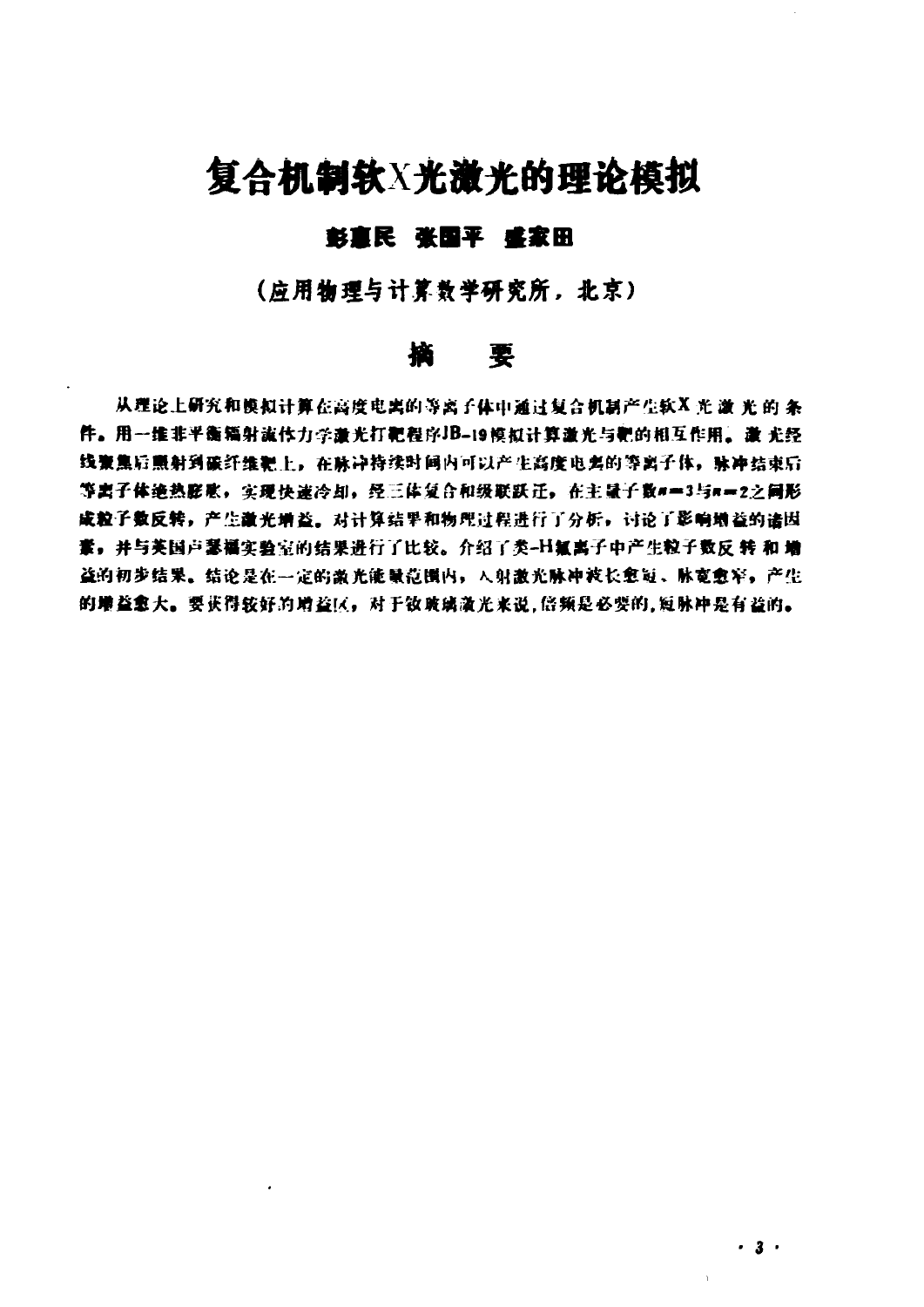# 复合机制软X光激光的理论模拟

**彭惠民　张国平　盛家田**

**（应用物理与计算数学研究所，北京）**

## 摘　要

从理论上研究和模拟计算在高度电离的等离子体中通过复合机制产生软X光激光的条件。用一维非平衡辐射流体力学激光打靶程序JB-19模拟计算激光与靶的相互作用。激光经线聚焦后照射到碳纤维靶上，在脉冲持续时间内可以产生高度电离的等离子体，脉冲结束后等离子体绝热膨胀，实现快速冷却，经三体复合和级联跃迁，在主量子数$n=3$与$n=2$之间形成粒子数反转，产生激光增益。对计算结果和物理过程进行了分析，讨论了影响增益的诸因素，并与英国卢瑟福实验室的结果进行了比较。介绍了类-H氟离子中产生粒子数反转和增益的初步结果。结论是在一定的激光能量范围内，入射激光脉冲波长愈短、脉宽愈窄，产生的增益愈大。要获得较好的增益区，对于钕玻璃激光来说，倍频是必要的，短脉冲是有益的。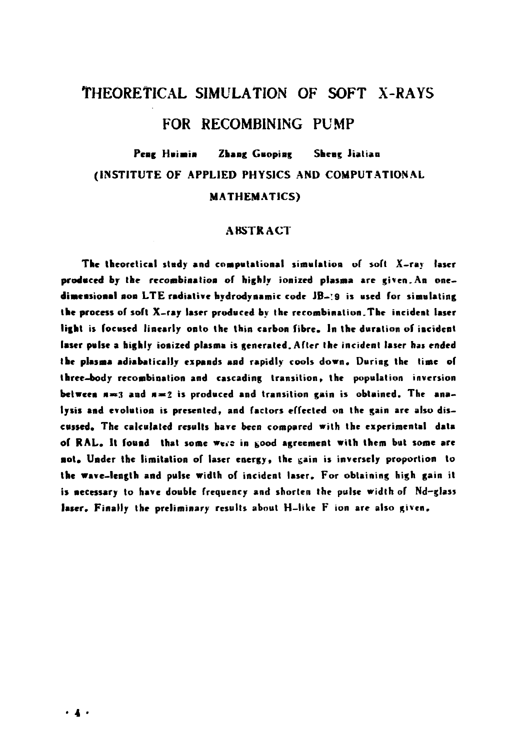# THEORETICAL SIMULATION OF SOFT X-RAYS FOR RECOMBINING PUMP

**Peng Huimin Zhang Guoping Sheng Jialian**

**(INSTITUTE OF APPLIED PHYSICS AND COMPUTATIONAL MATHEMATICS)**

## ABSTRACT

**The theoretical study and computational simulation of soft X-ray laser produced by the recombination of highly ionized plasma are given. An one-dimensional non LTE radiative hydrodynamic code JB-19 is used for simulating the process of soft X-ray laser produced by the recombination. The incident laser light is focused linearly onto the thin carbon fibre. In the duration of incident laser pulse a highly ionized plasma is generated. After the incident laser has ended the plasma adiabatically expands and rapidly cools down. During the time of three-body recombination and cascading transition, the population inversion between $n=3$ and $n=2$ is produced and transition gain is obtained. The analysis and evolution is presented, and factors effected on the gain are also discussed. The calculated results have been compared with the experimental data of RAL. It found that some were in good agreement with them but some are not. Under the limitation of laser energy, the gain is inversely proportion to the wave-length and pulse width of incident laser. For obtaining high gain it is necessary to have double frequency and shorten the pulse width of Nd-glass laser. Finally the preliminary results about H-like F ion are also given.**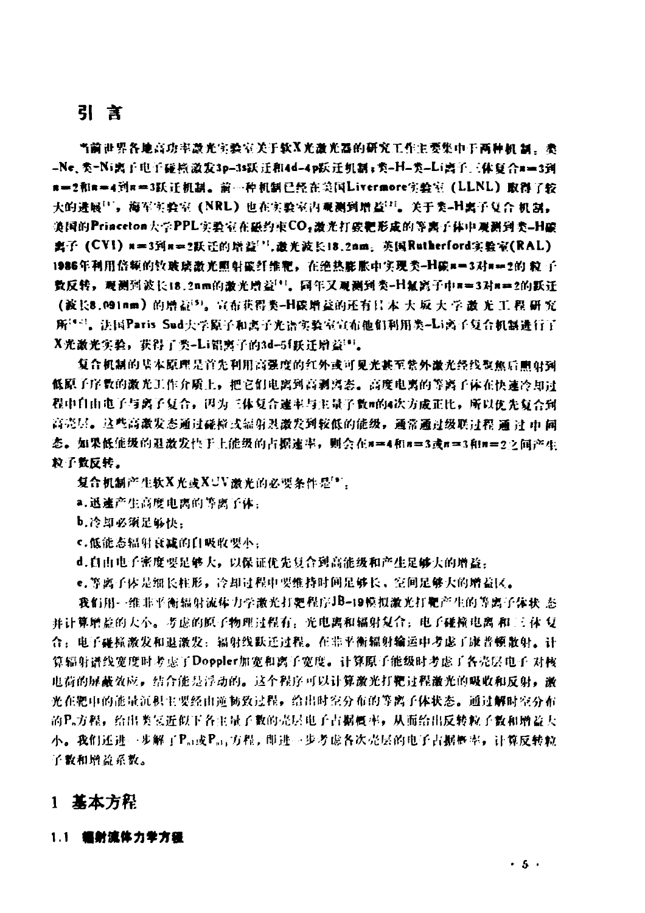## 引 言

当前世界各地高功率激光实验室关于软X光激光器的研究工作主要集中于两种机制：类-Ne、类-Ni离子电子碰撞激发3p-3s跃迁和4d-4p跃迁机制；类-H-类-Li离子三体复合$n=3$到$n=2$和$n=4$到$n=3$跃迁机制。前一种机制已经在美国Livermore实验室（LLNL）取得了较大的进展[1]，海军实验室（NRL）也在实验室内观测到增益[2]。关于类-H离子复合机制，美国的Princeton大学PPL实验室在磁约束$CO_2$激光打碳靶形成的等离子体中观测到类-H碳离子（CVI）$n=3$到$n=2$跃迁的增益[3]，激光波长18.2nm。英国Rutherford实验室(RAL)1986年利用倍频的钕玻璃激光照射碳纤维靶，在绝热膨胀中实现类-H碳$n=3$对$n=2$的粒子数反转，观测到波长18.2nm的激光增益[4]。同年又观测到类-H氟离子中$n=3$对$n=2$的跃迁（波长8.091nm）的增益[5]。宣布获得类-H碳增益的还有日本大坂大学激光工程研究所[6,7]。法国Paris Sud大学原子和离子光谱实验室宣布他们利用类-Li离子复合机制进行了X光激光实验，获得了类-Li铝离子的3d-5f跃迁增益[8]。

复合机制的基本原理是首先利用高强度的红外或可见光甚至紫外激光经线聚焦后照射到低原子序数的激光工作介质上，把它们电离到高剥离态。高度电离的等离子体在快速冷却过程中自由电子与离子复合，因为三体复合速率与主量子数$n$的4次方成正比，所以优先复合到高壳层。这些高激发态通过碰撞或辐射退激发到较低的能级，通常通过级联过程通过中间态。如果低能级的退激发快于上能级的占据速率，则会在$n=4$和$n=3$或$n=3$和$n=2$之间产生粒子数反转。

复合机制产生软X光或XUV激光的必要条件是[9]：

a.迅速产生高度电离的等离子体；

b.冷却必须足够快；

c.低能态辐射衰减的自吸收要小；

d.自由电子密度要足够大，以保证优先复合到高能级和产生足够大的增益；

e.等离子体是细长柱形，冷却过程中要维持时间足够长、空间足够大的增益区。

我们用一维非平衡辐射流体力学激光打靶程序JB-19模拟激光打靶产生的等离子体状态并计算增益的大小。考虑的原子物理过程有：光电离和辐射复合；电子碰撞电离和三体复合；电子碰撞激发和退激发；辐射线跃迁过程。在非平衡辐射输运中考虑了康普顿散射。计算辐射谱线宽度时考虑了Doppler加宽和离子宽度。计算原子能级时考虑了各壳层电子对核电荷的屏蔽效应，结合能是浮动的。这个程序可以计算激光打靶过程激光的吸收和反射，激光在靶中的能量沉积主要经由逆韧致过程，给出时空分布的等离子体状态。通过解时空分布的$P_n$方程，给出类氢近似下各主量子数的壳层电子占据概率，从而给出反转粒子数和增益大小。我们还进一步解了$P_{nl}$或$P_{nlj}$方程，即进一步考虑各次壳层的电子占据概率，计算反转粒子数和增益系数。

## 1 基本方程

### 1.1 辐射流体力学方程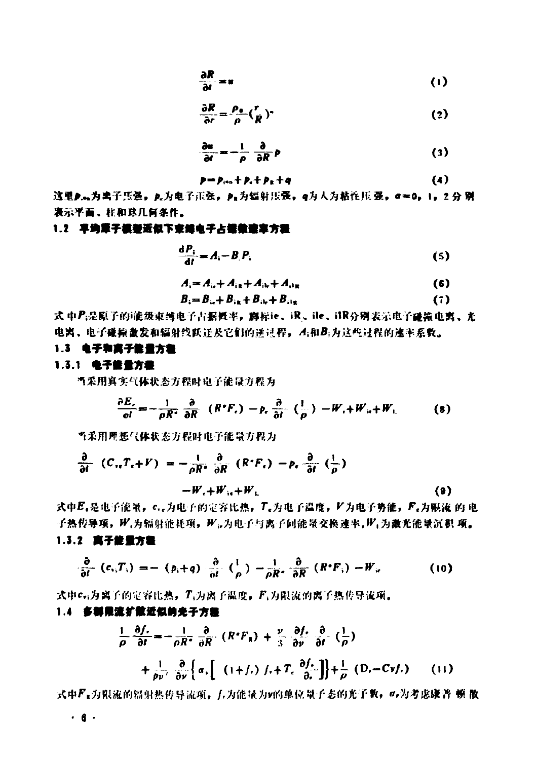$$\frac{\partial R}{\partial t}=u \tag{1}$$

$$\frac{\partial R}{\partial r}=\frac{\rho_0}{\rho}\left(\frac{r}{R}\right)^{\alpha} \tag{2}$$

$$\frac{\partial u}{\partial t}=-\frac{1}{\rho}\frac{\partial}{\partial R}p \tag{3}$$

$$p=p_{ion}+p_e+p_R+q \tag{4}$$

这里$p_{ion}$为离子压强，$p_e$为电子压强，$p_R$为辐射压强，$q$为人为粘性压强，$\alpha=0$，1，2分别表示平面、柱和球几何条件。

### 1.2 平均原子模型近似下束缚电子占据概率方程

$$\frac{dP_i}{dt}=A_i-B_iP_i \tag{5}$$

$$A_i=A_{ie}+A_{iR}+A_{ile}+A_{ilR} \tag{6}$$

$$B_i=B_{ie}+B_{iR}+B_{ile}+B_{ilR} \tag{7}$$

式中$P_i$是原子的i能级束缚电子占据概率，脚标ie、iR、ile、ilR分别表示电子碰撞电离、光电离、电子碰撞激发和辐射线跃迁及它们的逆过程，$A_i$和$B_i$为这些过程的速率系数。

### 1.3 电子和离子能量方程

#### 1.3.1 电子能量方程

当采用真实气体状态方程时电子能量方程为

$$\frac{\partial E_e}{\partial t}=-\frac{1}{\rho R^{\alpha}}\frac{\partial}{\partial R}\left(R^{\alpha}F_e\right)-p_e\frac{\partial}{\partial t}\left(\frac{1}{\rho}\right)-W_r+W_{ie}+W_L \tag{8}$$

当采用理想气体状态方程时电子能量方程为

$$\frac{\partial}{\partial t}\left(C_{ve}T_e+V\right)=-\frac{1}{\rho R^{\alpha}}\frac{\partial}{\partial R}\left(R^{\alpha}F_e\right)-p_e\frac{\partial}{\partial t}\left(\frac{1}{\rho}\right)-W_r+W_{ie}+W_L \tag{9}$$

式中$E_e$是电子能量，$c_{ve}$为电子的定容比热，$T_e$为电子温度，$V$为电子势能，$F_e$为限流的电子热传导项，$W_r$为辐射能耗项，$W_{ie}$为电子与离子间能量交换速率，$W_L$为激光能量沉积项。

#### 1.3.2 离子能量方程

$$\frac{\partial}{\partial t}\left(c_{vi}T_i\right)=-\left(p_i+q\right)\frac{\partial}{\partial t}\left(\frac{1}{\rho}\right)-\frac{1}{\rho R^{\alpha}}\frac{\partial}{\partial R}\left(R^{\alpha}F_i\right)-W_{ie} \tag{10}$$

式中$c_{vi}$为离子的定容比热，$T_i$为离子温度，$F_i$为限流的离子热传导流项。

### 1.4 多群限流扩散近似的光子方程

$$\frac{1}{\rho}\frac{\partial f_\nu}{\partial t}=-\frac{1}{\rho R^{\alpha}}\frac{\partial}{\partial R}\left(R^{\alpha}F_R\right)+\frac{\nu}{3}\frac{\partial f_\nu}{\partial \nu}\frac{\partial}{\partial t}\left(\frac{1}{\rho}\right)+\frac{1}{\rho\nu^2}\frac{\partial}{\partial \nu}\left\{\alpha_\nu\left[\left(1+f_\nu\right)f_\nu+T_e\frac{\partial f_\nu}{\partial_\nu}\right]\right\}+\frac{1}{\rho}\left(D_\nu-C\nu f_\nu\right) \tag{11}$$

式中$F_R$为限流的辐射热传导流项，$f_\nu$为能量为$\nu$的单位量子态的光子数，$\alpha_\nu$为考虑康普顿散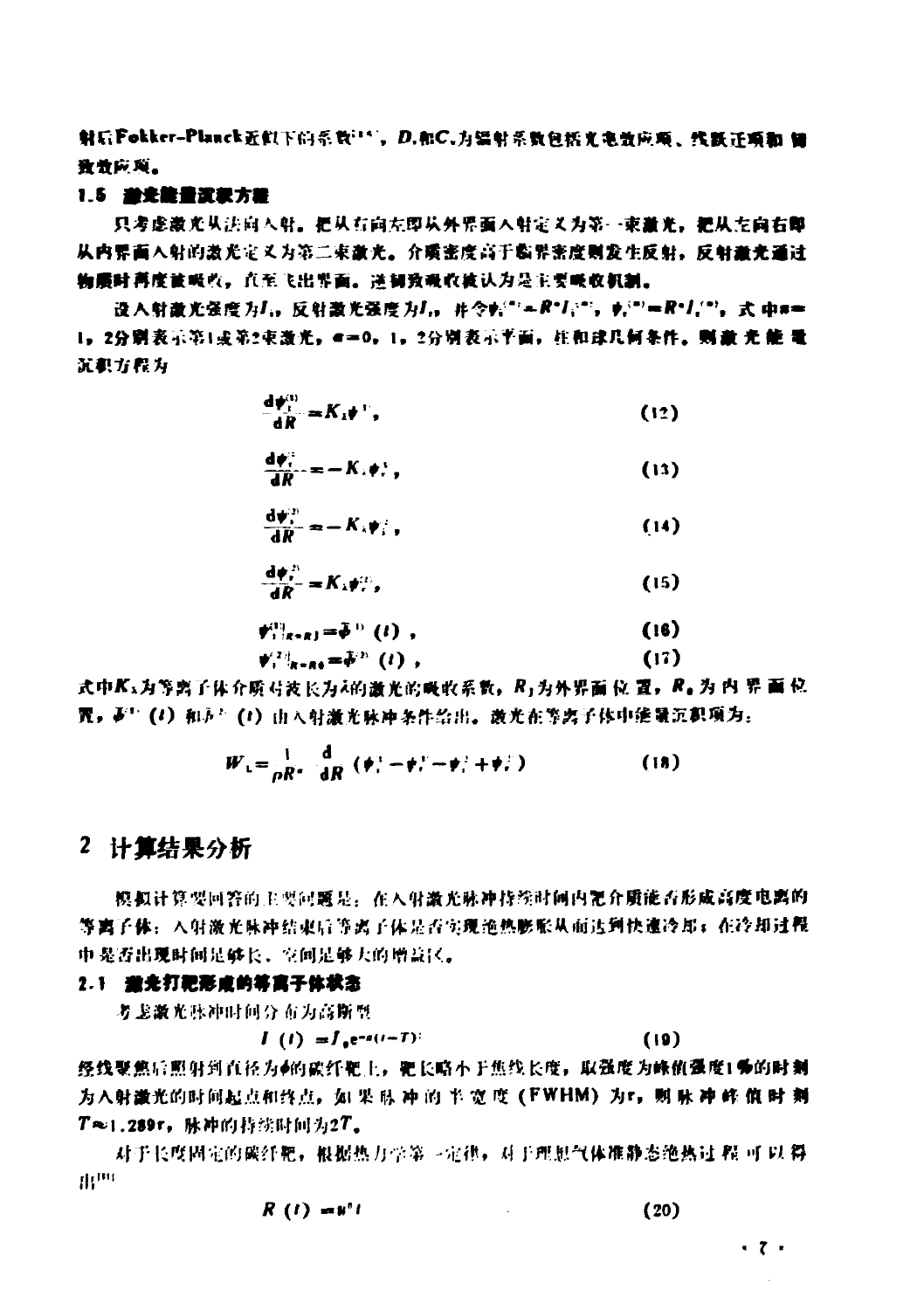射后Fokker-Planck近似下的系数[14]，$D_i$和$C_i$为辐射系数包括光电效应项、代跃迁项和韧致效应项。

### 1.5 激光能量沉积方程

只考虑激光从法向入射。把从右向左即从外界面入射定义为第一束激光，把从左向右即从内界面入射的激光定义为第二束激光。介质密度高于临界密度则发生反射，反射激光通过物质时再度被吸收，直至飞出界面。逆韧致吸收被认为是主要吸收机制。

设入射激光强度为$I_i$，反射激光强度为$I_r$，并令$\psi_i^{(n)}=R^{\alpha}I_i^{(n)}$，$\psi_r^{(n)}=R^{\alpha}I_r^{(n)}$，式中$n=1$，2分别表示第1或第2束激光，$\alpha=0$，1，2分别表示平面，柱和球几何条件。则激光能量沉积方程为

$$\frac{d\psi_r^{(1)}}{dR}=K_\lambda\psi_r^{(1)}, \tag{12}$$

$$\frac{d\psi_i^{(1)}}{dR}=-K_\lambda\psi_i^{(1)}, \tag{13}$$

$$\frac{d\psi_r^{(2)}}{dR}=-K_\lambda\psi_r^{(2)}, \tag{14}$$

$$\frac{d\psi_i^{(2)}}{dR}=K_\lambda\psi_i^{(2)}, \tag{15}$$

$$\psi_i^{(1)}|_{R=R_1}=\bar{\psi}^{(1)}(t), \tag{16}$$

$$\psi_i^{(2)}|_{R=R_0}=\bar{\psi}^{(2)}(t), \tag{17}$$

式中$K_\lambda$为等离子体介质对波长为$\lambda$的激光的吸收系数，$R_1$为外界面位置，$R_0$为内界面位置，$\bar{\psi}^{(1)}(t)$和$\bar{\psi}^{(2)}(t)$由入射激光脉冲条件给出。激光在等离子体中能量沉积项为：

$$W_L=\frac{1}{\rho R^{\alpha}}\frac{d}{dR}\left(\psi_i^{1}-\psi_r^{1}-\psi_i^{2}+\psi_r^{2}\right) \tag{18}$$

## 2 计算结果分析

模拟计算要回答的主要问题是：在入射激光脉冲持续时间内靶介质能否形成高度电离的等离子体；入射激光脉冲结束后等离子体是否实现绝热膨胀从而达到快速冷却；在冷却过程中是否出现时间足够长、空间足够大的增益区。

### 2.1 激光打靶形成的等离子体状态

考虑激光脉冲时间分布为高斯型

$$I(t)=I_0e^{-a(t-T)^2} \tag{19}$$

经线聚焦后照射到直径为$\phi$的碳纤靶上，靶长略小于焦线长度，取强度为峰值强度1%的时刻为入射激光的时间起点和终点，如果脉冲的半宽度(FWHM)为$\tau$，则脉冲峰值时刻$T\approx1.289\tau$，脉冲的持续时间为$2T$。

对于长度固定的碳纤靶，根据热力学第一定律，对于理想气体准静态绝热过程可以得出[15]

$$R(t)=u''t \tag{20}$$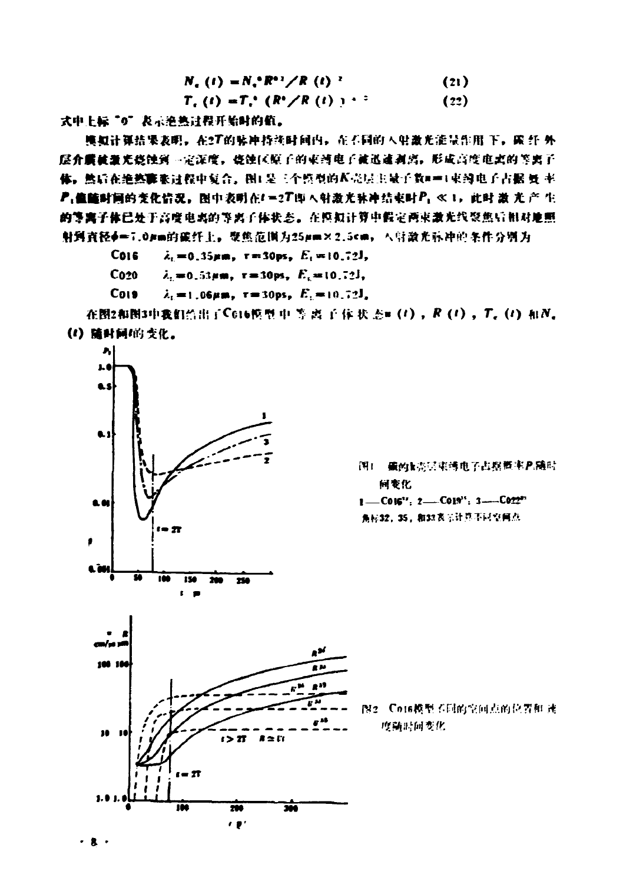$$N_e(t) = N_e^0 R^{0\,3} / R(t)^3 \tag{21}$$

$$T_e(t) = T_e^0 \left(R^0 / R(t)\right)^{2} \tag{22}$$

式中上标"0"表示绝热过程开始时的值。

模拟计算结果表明，在$2T$的脉冲持续时间内，在不同的入射激光能量作用下，碳纤外层介膜被激光烧蚀到一定深度，烧蚀区原子的束缚电子被迅速剥离，形成高度电离的等离子体。然后在绝热膨胀过程中复合。图1是三个模型的$K$壳层主量子数$n=1$束缚电子占据几率$P_1$值随时间的变化情况。图中表明在$t=2T$即入射激光脉冲结束时$P_1 \ll 1$，此时激光产生的等离子体已处于高度电离的等离子体状态。在模拟计算中假定两束激光线聚焦后相对地照射到直径$\phi=7.0\mu m$的碳纤上，聚焦范围为$25\mu m \times 2.5cm$，入射激光脉冲的条件分别为

C016 $\lambda_L=0.35\mu m$，$\tau=30ps$，$E_L=10.72J$，

C020 $\lambda_L=0.53\mu m$，$\tau=30ps$，$E_L=10.72J$，

C019 $\lambda_L=1.06\mu m$，$\tau=30ps$，$E_L=10.72J$，

在图2和图3中我们给出了C016模型中等离子体状态$u(t)$，$R(t)$，$T_e(t)$和$N_e(t)$随时间$t$的变化。

图1 碳的k壳层束缚电子占据概率$P_1$随时间变化

1——C016[32]；2——C019[35]；3——C022[33]

角标32，35，和33表示计算不同空间点

图2 C016模型不同的空间点的位置和速度随时间变化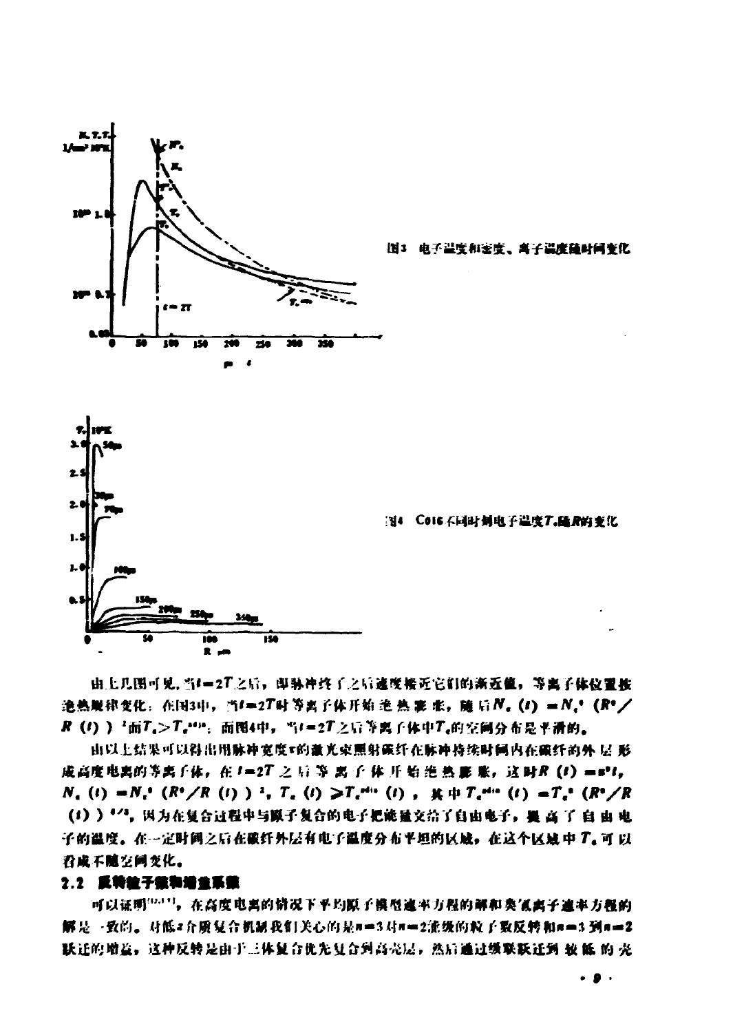图3 电子温度和密度、离子温度随时间变化

图4 C016不同时刻电子温度$T_e$随$R$的变化

由上几图可见，当$t=2T$之后，即脉冲终了之后速度接近它们的渐近值，等离子体位置按绝热规律变化：在图3中，当$t=2T$时等离子体开始绝热膨胀，随后$N_e(t)=N_e^0(R^0/R(t))^2$而$T_e>T_e^{adia}$；而图4中，当$t=2T$之后等离子体中$T_e$的空间分布是平滑的。

由以上结果可以得出用脉冲宽度$\tau$的激光束照射碳纤在脉冲持续时间内在碳纤的外层形成高度电离的等离子体，在$t=2T$之后等离子体开始绝热膨胀，这时$R(t)=v^0 t$，$N_e(t)=N_e^0(R^0/R(t))^2$，$T_e(t)\geqslant T_e^{adia}(t)$，其中$T_e^{adia}(t)=T_e^0(R^0/R(t))^{4/3}$，因为在复合过程中与原子复合的电子把能量交给了自由电子，提高了自由电子的温度。在一定时间之后在碳纤外层有电子温度分布平坦的区域，在这个区域中$T_e$可以看成不随空间变化。

## 2.2 反转粒子数和增益系数

可以证明[12,13]，在高度电离的情况下平均原子模型速率方程的解和类氢离子速率方程的解是一致的。对低z介质复合机制我们关心的是$n=3$对$n=2$能级的粒子数反转和$n=3$到$n=2$跃迁的增益，这种反转是由于三体复合优先复合到高壳层，然后通过级联跃迁到较低的壳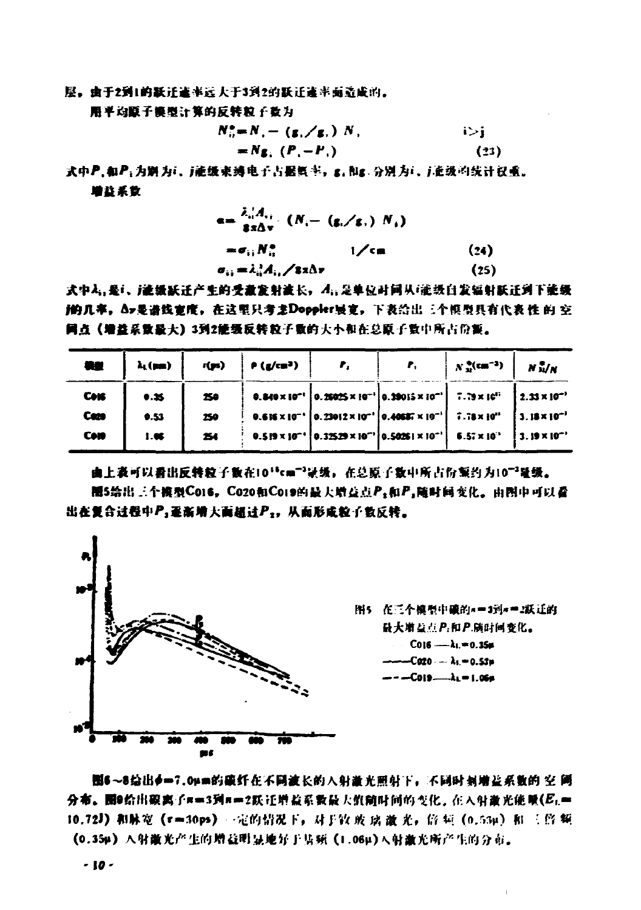层，由于2到1的跃迁速率远大于3到2的跃迁速率而造成的。

用平均原子模型计算的反转粒子数为

$$N_{ij}^{*}=N_{i}-(g_{i}/g_{j})\ N_{j} \qquad i>j$$
$$=Ng_{i}\ (P_{i}-P_{j}) \qquad (23)$$

式中$P_i$和$P_j$为别为$i$、$j$能级束缚电子占据概率，$g_i$和$g_j$分别为$i$、$j$能级的统计权重。

增益系数

$$\alpha=\frac{\lambda_{ij}^{2}A_{ij}}{8\pi\Delta\nu}\ (N_{i}-(g_{i}/g_{j})\ N_{j})$$
$$=\sigma_{ij}N_{ij}^{*} \qquad 1/\mathrm{cm} \qquad (24)$$
$$\sigma_{ij}=\lambda_{ij}^{2}A_{ij}/8\pi\Delta\nu \qquad (25)$$

式中$\lambda_{ij}$是$i$、$j$能级跃迁产生的受激发射波长，$A_{ij}$是单位时间从$i$能级自发辐射跃迁到下能级的几率，$\Delta\nu$是谱线宽度，在这里只考虑Doppler展宽，下表给出三个模型具有代表性的空间点（增益系数最大）3到2能级反转粒子数的大小和在总原子数中所占份额。

| 模型 | $\lambda_L$(μm) | $\tau$(ps) | $\rho$ (g/cm³) | $P_2$ | $P_3$ | $N_{32}^{*}$(cm⁻³) | $N_{32}^{*}/N$ |
|---|---|---|---|---|---|---|---|
| Co16 | 0.35 | 250 | $0.840\times10^{-1}$ | $0.26025\times10^{-1}$ | $0.39015\times10^{-1}$ | $7.79\times10^{18}$ | $2.33\times10^{-3}$ |
| Co20 | 0.53 | 250 | $0.616\times10^{-1}$ | $0.23012\times10^{-1}$ | $0.40687\times10^{-1}$ | $7.78\times10^{18}$ | $3.18\times10^{-3}$ |
| Co19 | 1.06 | 254 | $0.519\times10^{-1}$ | $0.32529\times10^{-1}$ | $0.50261\times10^{-1}$ | $6.57\times10^{18}$ | $3.19\times10^{-3}$ |

由上表可以看出反转粒子数在$10^{18}$cm⁻³量级，在总原子数中所占份额约为$10^{-3}$量级。

图5给出三个模型Co16，Co20和Co19的最大增益点$P_2$和$P_3$随时间变化。由图中可以看出在复合过程中$P_3$逐渐增大而超过$P_2$，从而形成粒子数反转。

图5 在三个模型中碳的$n=3$到$n=2$跃迁的最大增益点$P_2$和$P_3$随时间变化。
Co16 —— $\lambda_L=0.35\mu$
——Co20 — $\lambda_L=0.53\mu$
— — —Co19——$\lambda_L=1.06\mu$

图6～8给出$\phi=7.0\mu$m的碳纤在不同波长的入射激光照射下，不同时刻增益系数的空间分布。图9给出碳离子$n=3$到$n=2$跃迁增益系数最大值随时间的变化，在入射激光能量（$E_L=10.72$J）和脉宽（$\tau=30$ps）一定的情况下，对于钕玻璃激光，倍频（0.53μ）和三倍频（0.35μ）入射激光产生的增益明显地好于基频（1.06μ）入射激光所产生的分布。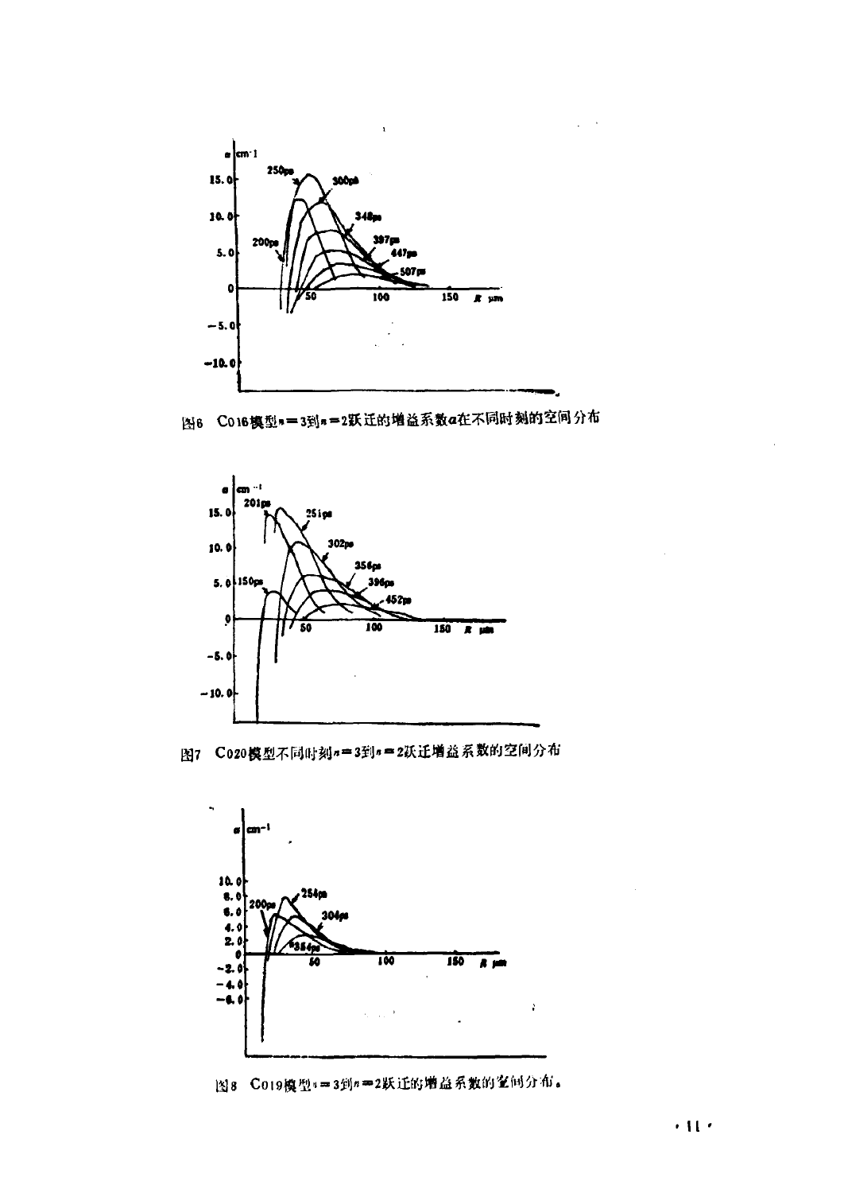图6　Co16模型$n=3$到$n=2$跃迁的增益系数$\alpha$在不同时刻的空间分布

图7　Co20模型不同时刻$n=3$到$n=2$跃迁增益系数的空间分布

图8　Co19模型$n=3$到$n=2$跃迁的增益系数的空间分布。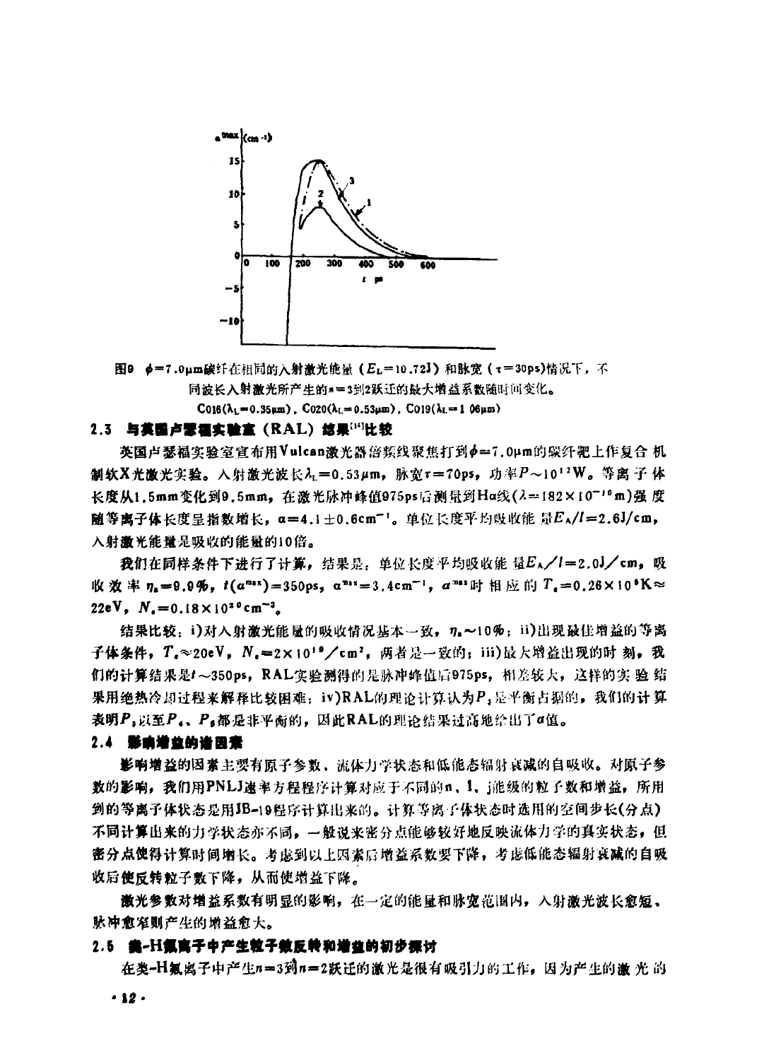图9 $\phi=7.0\mu m$碳纤在相同的入射激光能量（$E_L=10.72J$）和脉宽（$\tau=30ps$）情况下，不同波长入射激光所产生的$n=3$到2跃迁的最大增益系数随时间变化。

C016($\lambda_L=0.35\mu m$)，C020($\lambda_L=0.53\mu m$)，C019($\lambda_L=1.06\mu m$)

### 2.3 与英国卢瑟福实验室（RAL）结果[14]比较

英国卢瑟福实验室宣布用Vulcan激光器倍频线聚焦打到$\phi=7.0\mu m$的碳纤靶上作复合机制软X光激光实验。入射激光波长$\lambda_L=0.53\mu m$，脉宽$\tau=70ps$，功率$P\sim10^{12}W$。等离子体长度从1.5mm变化到9.5mm，在激光脉冲峰值975ps后测量到Hα线($\lambda=182\times10^{-10}m$)强度随等离子体长度呈指数增长，$\alpha=4.1\pm0.6cm^{-1}$。单位长度平均吸收能量$E_A/l=2.6J/cm$，入射激光能量是吸收的能量的10倍。

我们在同样条件下进行了计算，结果是：单位长度平均吸收能量$E_A/l=2.0J/cm$，吸收效率$\eta_a=9.9\%$，$t(\alpha^{max})=350ps$，$\alpha^{max}=3.4cm^{-1}$，$\alpha^{max}$时相应的$T_e=0.26\times10^6K\approx22eV$，$N_e=0.18\times10^{20}cm^{-3}$。

结果比较：i)对入射激光能量的吸收情况基本一致，$\eta_a\sim10\%$；ii)出现最佳增益的等离子体条件，$T_e\approx20eV$，$N_e=2\times10^{19}/cm^3$，两者是一致的；iii)最大增益出现的时刻，我们的计算结果是$t\sim350ps$，RAL实验测得的是脉冲峰值后975ps，相差较大，这样的实验结果用绝热冷却过程来解释比较困难；iv)RAL的理论计算认为$P_3$是平衡占据的，我们的计算表明$P_3$以至$P_4$、$P_5$都是非平衡的，因此RAL的理论结果过高地给出了$\alpha$值。

### 2.4 影响增益的诸因素

影响增益的因素主要有原子参数、流体力学状态和低能态辐射衰减的自吸收。对原子参数的影响，我们用PNLJ速率方程程序计算对应于不同的n、l、j能级的粒子数和增益，所用到的等离子体状态是用JB-19程序计算出来的。计算等离子体状态时选用的空间步长(分点)不同计算出来的力学状态亦不同。一般说来密分点能够较好地反映流体力学的真实状态，但密分点使得计算时间增长。考虑到以上因素后增益系数要下降，考虑低能态辐射衰减的自吸收后使反转粒子数下降，从而使增益下降。

激光参数对增益系数有明显的影响，在一定的能量和脉宽范围内，入射激光波长愈短、脉冲愈窄则产生的增益愈大。

### 2.5 类-H氟离子中产生粒子数反转和增益的初步探讨

在类-H氟离子中产生$n=3$到$n=2$跃迁的激光是很有吸引力的工作，因为产生的激光的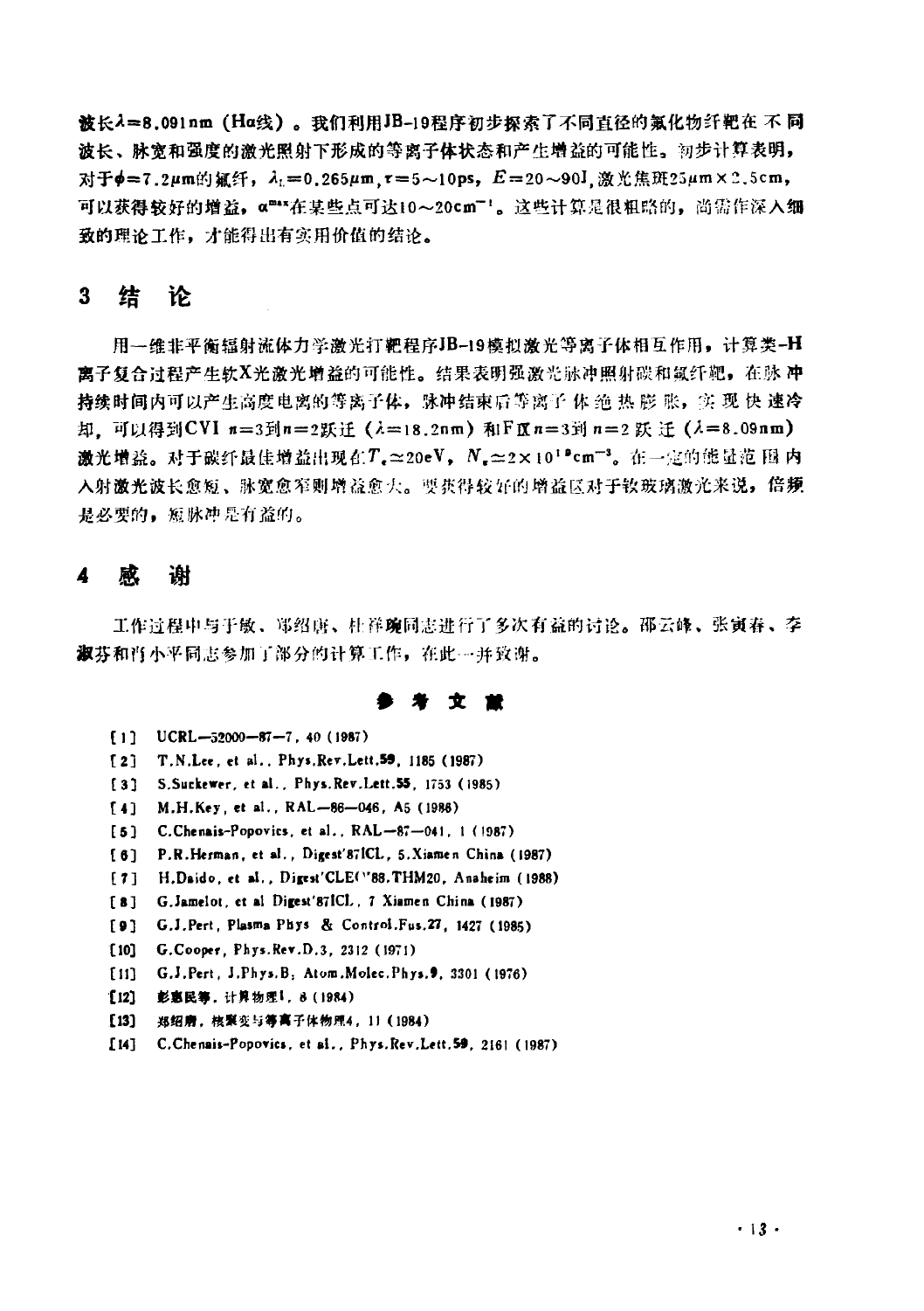波长$\lambda=8.091$nm (Hα线)。我们利用JB-19程序初步探索了不同直径的氟化物纤靶在不同波长、脉宽和强度的激光照射下形成的等离子体状态和产生增益的可能性。初步计算表明，对于$\phi=7.2\mu$m的氟纤，$\lambda_L=0.265\mu$m，$\tau=5\sim10$ps，$E=20\sim90$J，激光焦斑25μm×2.5cm，可以获得较好的增益，$\alpha^{max}$在某些点可达10～20cm$^{-1}$。这些计算是很粗略的，尚需作深入细致的理论工作，才能得出有实用价值的结论。

## 3 结 论

用一维非平衡辐射流体力学激光打靶程序JB-19模拟激光等离子体相互作用，计算类-H离子复合过程产生软X光激光增益的可能性。结果表明强激光脉冲照射碳和氟纤靶，在脉冲持续时间内可以产生高度电离的等离子体，脉冲结束后等离子体绝热膨胀，实现快速冷却，可以得到CVI $n=3$到$n=2$跃迁（$\lambda=18.2$nm）和FⅨ$n=3$到$n=2$跃迁（$\lambda=8.09$nm）激光增益。对于碳纤最佳增益出现在$T_e\simeq20$eV，$N_e\simeq2\times10^{19}$cm$^{-3}$。在一定的能量范围内入射激光波长愈短、脉宽愈窄则增益愈大。要获得较好的增益区对于钕玻璃激光来说，倍频是必要的，短脉冲是有益的。

## 4 感 谢

工作过程中与于敏、郑绍唐、杜祥琬同志进行了多次有益的讨论。邵云峰、张寅春、李淑芬和肖小平同志参加了部分的计算工作，在此一并致谢。

### 参 考 文 献

[1] UCRL—52000—87—7, 40 (1987)

[2] T.N.Lee, et al., Phys.Rev.Lett.59, 1185 (1987)

[3] S.Suckewer, et al., Phys.Rev.Lett.55, 1753 (1985)

[4] M.H.Key, et al., RAL—86—046, A5 (1986)

[5] C.Chenais-Popovics, et al., RAL—87—041, 1 (1987)

[6] P.R.Herman, et al., Digest'87ICL, 5.Xiamen China (1987)

[7] H.Daido, et al., Digest'CLEO'88.THM20, Anaheim (1988)

[8] G.Jamelot, et al Digest'87ICL, 7 Xiamen China (1987)

[9] G.J.Pert, Plasma Phys & Control.Fus.27, 1427 (1985)

[10] G.Cooper, Phys.Rev.D.3, 2312 (1971)

[11] G.J.Pert, J.Phys.B: Atom.Molec.Phys.9, 3301 (1976)

[12] 彭惠民等, 计算物理1, 8 (1984)

[13] 郑绍唐, 核聚变与等离子体物理4, 11 (1984)

[14] C.Chenais-Popovics, et al., Phys.Rev.Lett.59, 2161 (1987)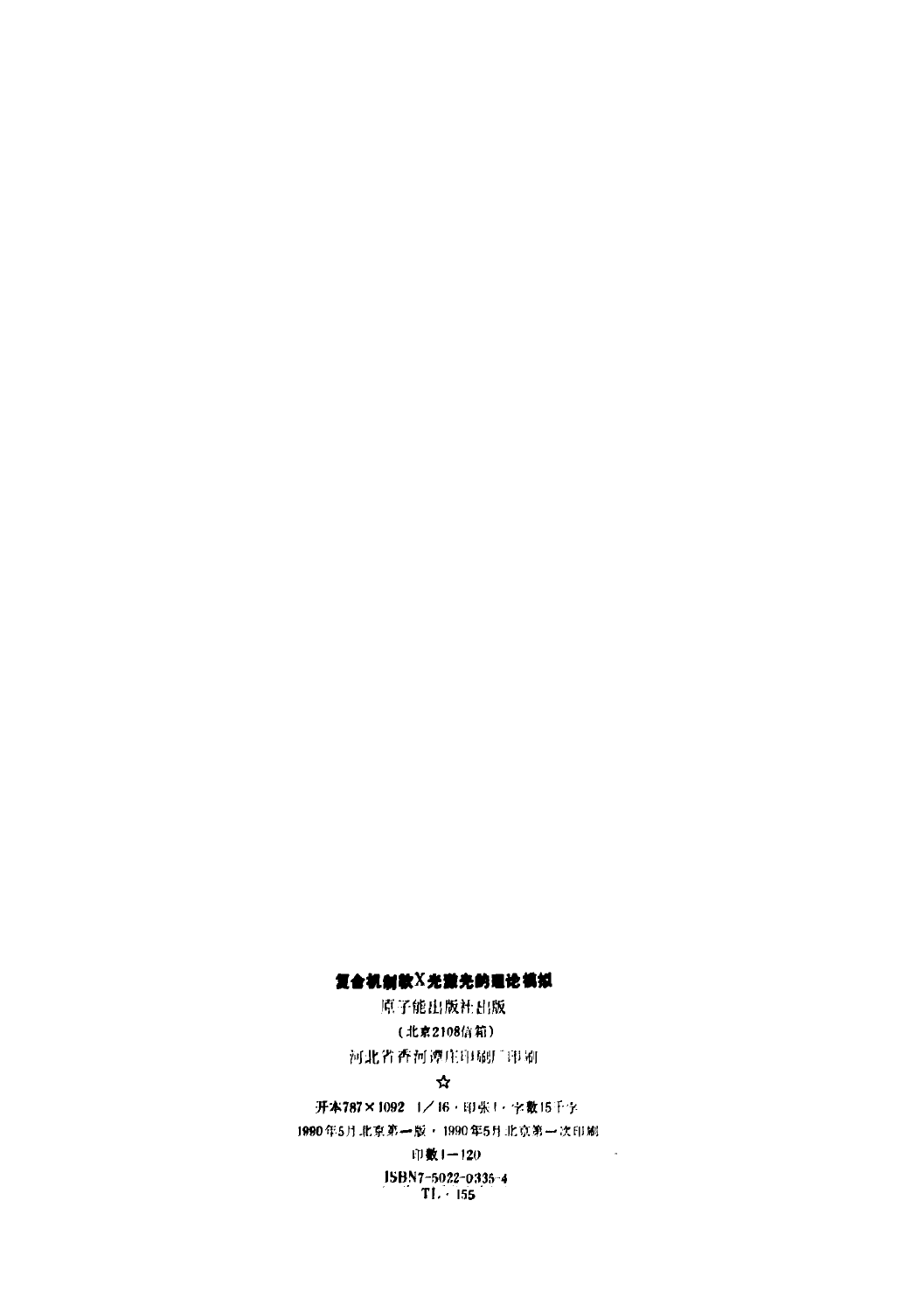**复合机制软X光激光的理论模拟**

原子能出版社出版

（北京2108信箱）

河北省香河漕庄印刷厂印刷

☆

开本787×1092 1/16 · 印张1 · 字数15千字

1990年5月北京第一版 · 1990年5月北京第一次印刷

印数1—120

ISBN7-5022-0335-4

TL · 155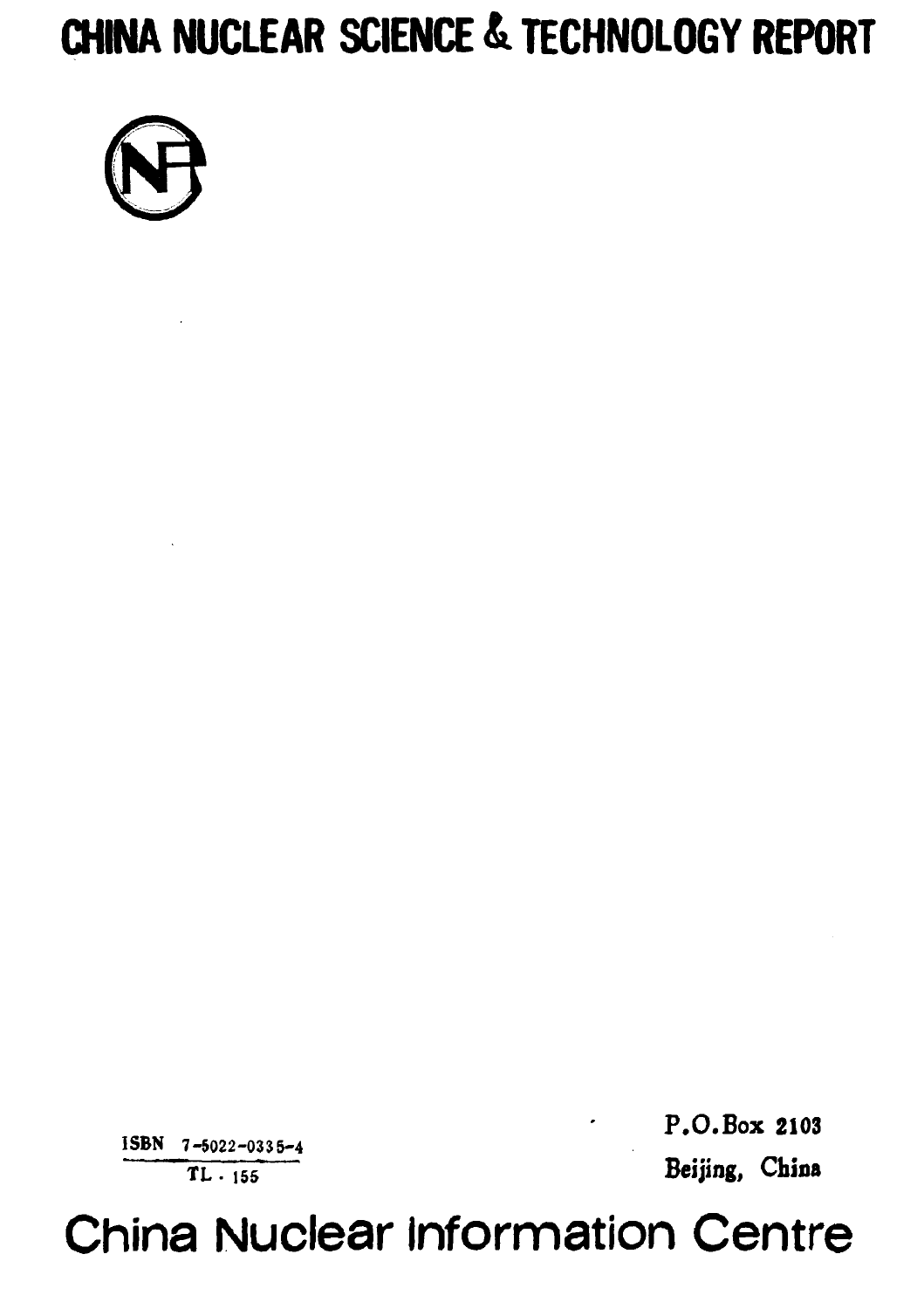# CHINA NUCLEAR SCIENCE & TECHNOLOGY REPORT

ISBN 7-5022-0335-4

TL · 155

P.O.Box 2103

Beijing, China

# China Nuclear Information Centre